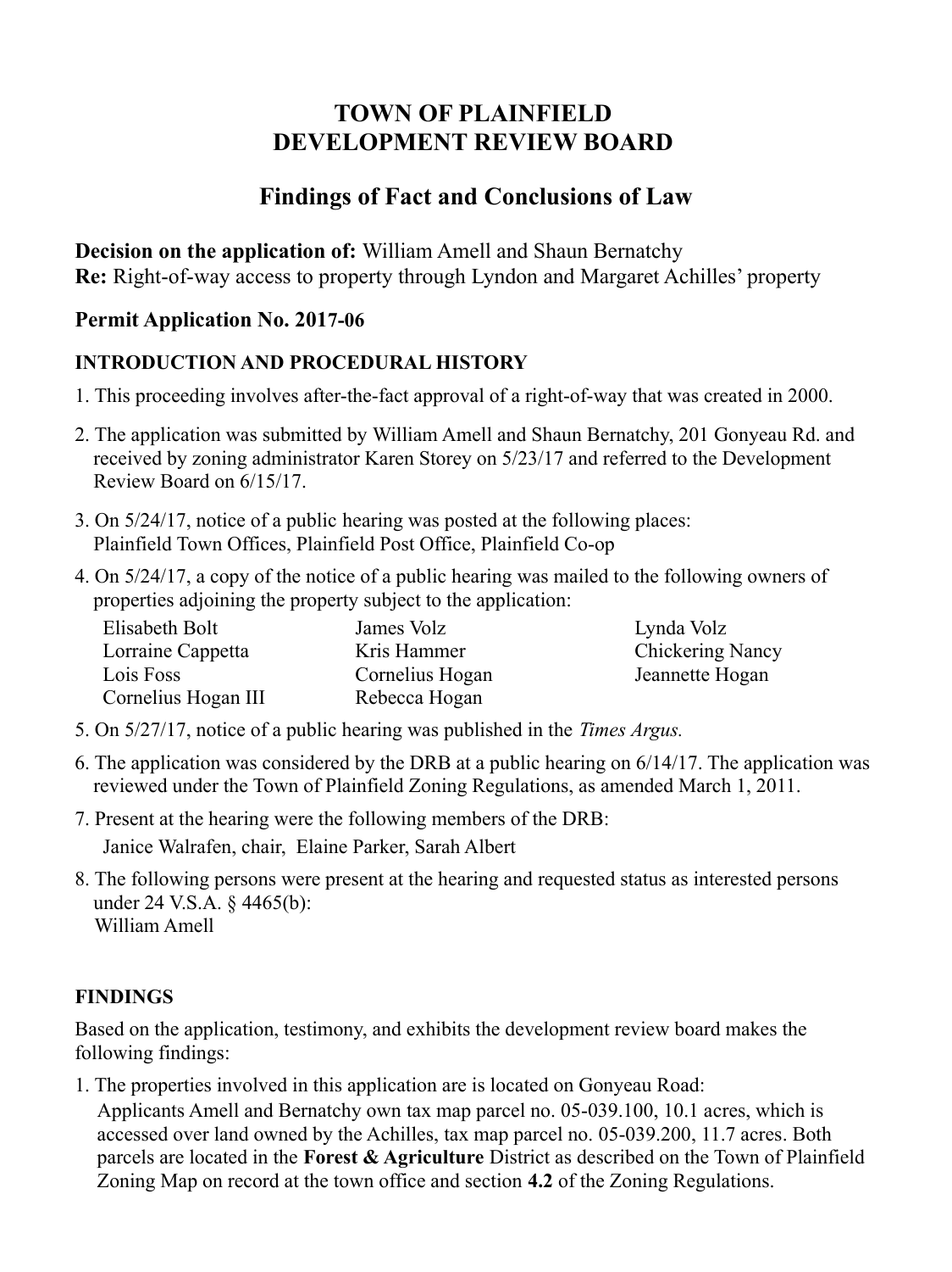# TOWN OF PLAINFIELD
# DEVELOPMENT REVIEW BOARD

## Findings of Fact and Conclusions of Law

**Decision on the application of:** William Amell and Shaun Bernatchy
**Re:** Right-of-way access to property through Lyndon and Margaret Achilles' property

### Permit Application No. 2017-06

#### INTRODUCTION AND PROCEDURAL HISTORY

1. This proceeding involves after-the-fact approval of a right-of-way that was created in 2000.
2. The application was submitted by William Amell and Shaun Bernatchy, 201 Gonyeau Rd. and received by zoning administrator Karen Storey on 5/23/17 and referred to the Development Review Board on 6/15/17.
3. On 5/24/17, notice of a public hearing was posted at the following places: Plainfield Town Offices, Plainfield Post Office, Plainfield Co-op
4. On 5/24/17, a copy of the notice of a public hearing was mailed to the following owners of properties adjoining the property subject to the application:

| | | |
|---|---|---|
| Elisabeth Bolt | James Volz | Lynda Volz |
| Lorraine Cappetta | Kris Hammer | Chickering Nancy |
| Lois Foss | Cornelius Hogan | Jeannette Hogan |
| Cornelius Hogan III | Rebecca Hogan | |

5. On 5/27/17, notice of a public hearing was published in the *Times Argus.*
6. The application was considered by the DRB at a public hearing on 6/14/17. The application was reviewed under the Town of Plainfield Zoning Regulations, as amended March 1, 2011.
7. Present at the hearing were the following members of the DRB:
   Janice Walrafen, chair, Elaine Parker, Sarah Albert
8. The following persons were present at the hearing and requested status as interested persons under 24 V.S.A. § 4465(b):
   William Amell

#### FINDINGS

Based on the application, testimony, and exhibits the development review board makes the following findings:

1. The properties involved in this application are is located on Gonyeau Road:
   Applicants Amell and Bernatchy own tax map parcel no. 05-039.100, 10.1 acres, which is accessed over land owned by the Achilles, tax map parcel no. 05-039.200, 11.7 acres. Both parcels are located in the **Forest & Agriculture** District as described on the Town of Plainfield Zoning Map on record at the town office and section **4.2** of the Zoning Regulations.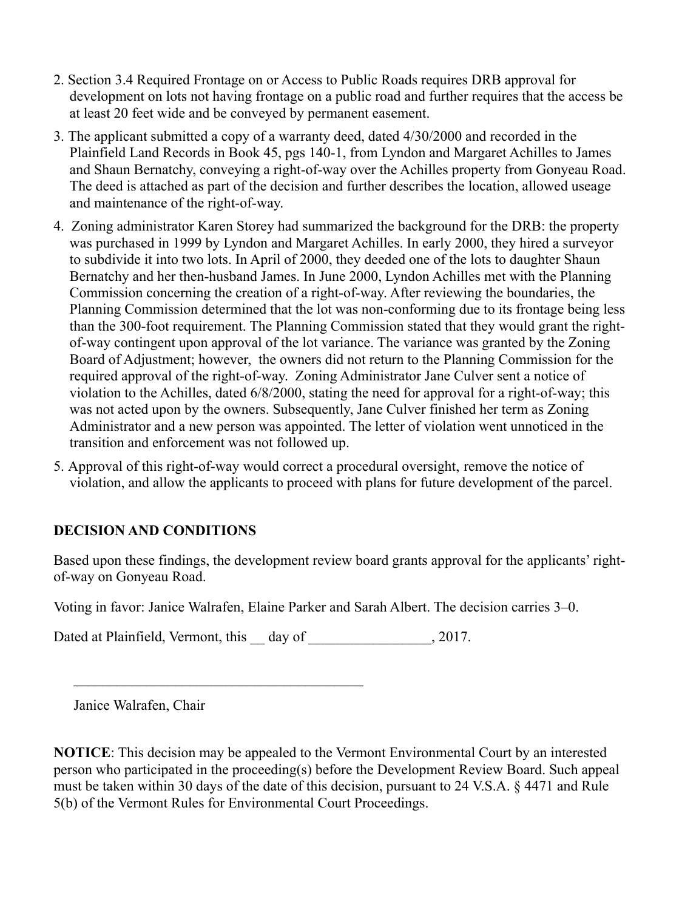2. Section 3.4 Required Frontage on or Access to Public Roads requires DRB approval for development on lots not having frontage on a public road and further requires that the access be at least 20 feet wide and be conveyed by permanent easement.
3. The applicant submitted a copy of a warranty deed, dated 4/30/2000 and recorded in the Plainfield Land Records in Book 45, pgs 140-1, from Lyndon and Margaret Achilles to James and Shaun Bernatchy, conveying a right-of-way over the Achilles property from Gonyeau Road. The deed is attached as part of the decision and further describes the location, allowed useage and maintenance of the right-of-way.
4. Zoning administrator Karen Storey had summarized the background for the DRB: the property was purchased in 1999 by Lyndon and Margaret Achilles. In early 2000, they hired a surveyor to subdivide it into two lots. In April of 2000, they deeded one of the lots to daughter Shaun Bernatchy and her then-husband James. In June 2000, Lyndon Achilles met with the Planning Commission concerning the creation of a right-of-way. After reviewing the boundaries, the Planning Commission determined that the lot was non-conforming due to its frontage being less than the 300-foot requirement. The Planning Commission stated that they would grant the right-of-way contingent upon approval of the lot variance. The variance was granted by the Zoning Board of Adjustment; however, the owners did not return to the Planning Commission for the required approval of the right-of-way. Zoning Administrator Jane Culver sent a notice of violation to the Achilles, dated 6/8/2000, stating the need for approval for a right-of-way; this was not acted upon by the owners. Subsequently, Jane Culver finished her term as Zoning Administrator and a new person was appointed. The letter of violation went unnoticed in the transition and enforcement was not followed up.
5. Approval of this right-of-way would correct a procedural oversight, remove the notice of violation, and allow the applicants to proceed with plans for future development of the parcel.

**DECISION AND CONDITIONS**

Based upon these findings, the development review board grants approval for the applicants' right-of-way on Gonyeau Road.

Voting in favor: Janice Walrafen, Elaine Parker and Sarah Albert. The decision carries 3–0.

Dated at Plainfield, Vermont, this __ day of _________________, 2017.

________________________________________

Janice Walrafen, Chair

**NOTICE**: This decision may be appealed to the Vermont Environmental Court by an interested person who participated in the proceeding(s) before the Development Review Board. Such appeal must be taken within 30 days of the date of this decision, pursuant to 24 V.S.A. § 4471 and Rule 5(b) of the Vermont Rules for Environmental Court Proceedings.